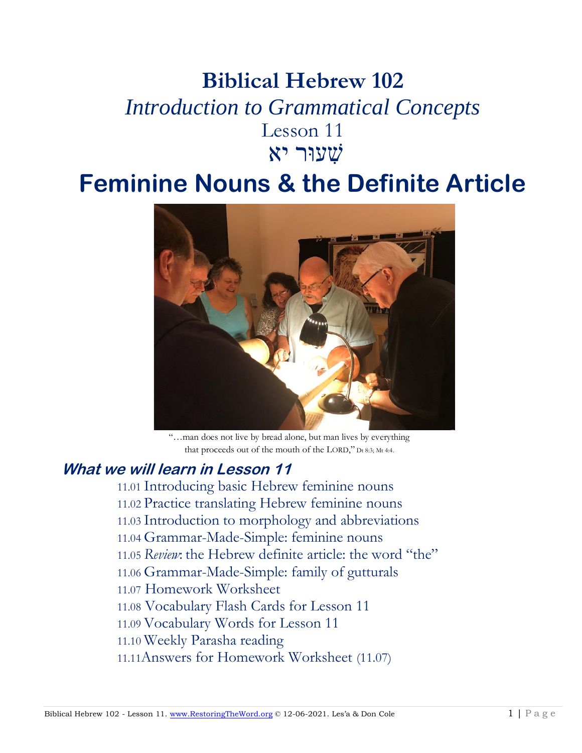# Biblical Hebrew 102

## *Introduction to Grammatical Concepts*

### Lesson 11

### שִׁעוּר יא

# Feminine Nouns & the Definite Article

"…man does not live by bread alone, but man lives by everything that proceeds out of the mouth of the LORD," Dt 8:3; Mt 4:4.

## *What we will learn in Lesson 11*

11.01 Introducing basic Hebrew feminine nouns
11.02 Practice translating Hebrew feminine nouns
11.03 Introduction to morphology and abbreviations
11.04 Grammar-Made-Simple: feminine nouns
11.05 *Review*: the Hebrew definite article: the word "the"
11.06 Grammar-Made-Simple: family of gutturals
11.07 Homework Worksheet
11.08 Vocabulary Flash Cards for Lesson 11
11.09 Vocabulary Words for Lesson 11
11.10 Weekly Parasha reading
11.11 Answers for Homework Worksheet (11.07)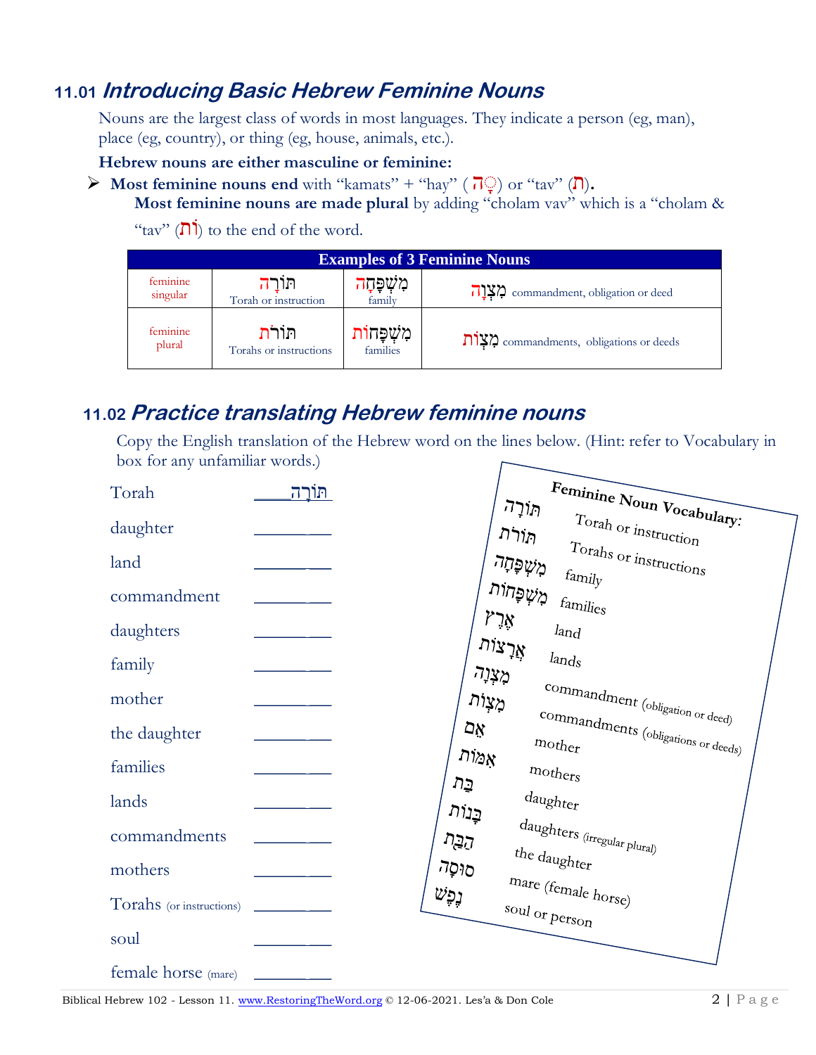## 11.01 *Introducing Basic Hebrew Feminine Nouns*

Nouns are the largest class of words in most languages. They indicate a person (eg, man), place (eg, country), or thing (eg, house, animals, etc.).

**Hebrew nouns are either masculine or feminine:**

- **Most feminine nouns end** with "kamats" + "hay" ( ָה ) or "tav" (ת).
  **Most feminine nouns are made plural** by adding "cholam vav" which is a "cholam & "tav" (וֹת) to the end of the word.

| Examples of 3 Feminine Nouns | | | |
|---|---|---|---|
| feminine singular | תּוֹרָה Torah or instruction | מִשְׁפָּחָה family | מִצְוָה commandment, obligation or deed |
| feminine plural | תּוֹרֹת Torahs or instructions | מִשְׁפָּחוֹת families | מִצְוֹת commandments, obligations or deeds |

## 11.02 *Practice translating Hebrew feminine nouns*

Copy the English translation of the Hebrew word on the lines below. (Hint: refer to Vocabulary in box for any unfamiliar words.)

| | |
|---|---|
| Torah | תּוֹרָה |
| daughter | ________ |
| land | ________ |
| commandment | ________ |
| daughters | ________ |
| family | ________ |
| mother | ________ |
| the daughter | ________ |
| families | ________ |
| lands | ________ |
| commandments | ________ |
| mothers | ________ |
| Torahs (or instructions) | ________ |
| soul | ________ |
| female horse (mare) | ________ |

**Feminine Noun Vocabulary:**

| | |
|---|---|
| תּוֹרָה | Torah or instruction |
| תּוֹרֹת | Torahs or instructions |
| מִשְׁפָּחָה | family |
| מִשְׁפָּחוֹת | families |
| אֶרֶץ | land |
| אֲרָצוֹת | lands |
| מִצְוָה | commandment (obligation or deed) |
| מִצְוֹת | commandments (obligations or deeds) |
| אֵם | mother |
| אִמּוֹת | mothers |
| בַּת | daughter |
| בָּנוֹת | daughters (irregular plural) |
| הַבַּת | the daughter |
| סוּסָה | mare (female horse) |
| נֶפֶשׁ | soul or person |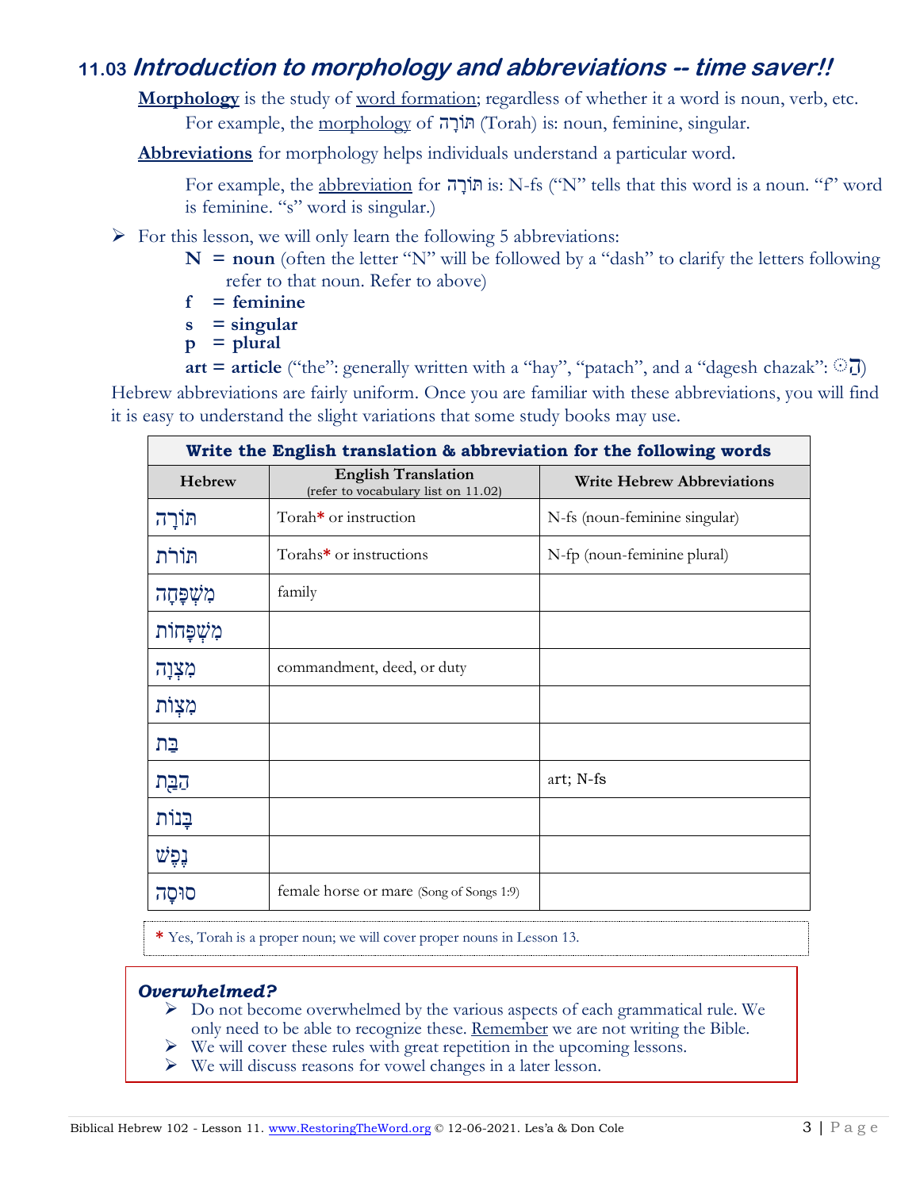## 11.03 *Introduction to morphology and abbreviations -- time saver!!*

**Morphology** is the study of word formation; regardless of whether it a word is noun, verb, etc.
For example, the morphology of תּוֹרָה (Torah) is: noun, feminine, singular.

**Abbreviations** for morphology helps individuals understand a particular word.

For example, the abbreviation for תּוֹרָה is: N-fs ("N" tells that this word is a noun. "f" word is feminine. "s" word is singular.)

- For this lesson, we will only learn the following 5 abbreviations:
  - **N = noun** (often the letter "N" will be followed by a "dash" to clarify the letters following refer to that noun. Refer to above)
  - **f = feminine**
  - **s = singular**
  - **p = plural**
  - **art = article** ("the": generally written with a "hay", "patach", and a "dagesh chazak": ◌הַ)

Hebrew abbreviations are fairly uniform. Once you are familiar with these abbreviations, you will find it is easy to understand the slight variations that some study books may use.

| Write the English translation & abbreviation for the following words | | |
|---|---|---|
| **Hebrew** | **English Translation** (refer to vocabulary list on 11.02) | **Write Hebrew Abbreviations** |
| תּוֹרָה | Torah* or instruction | N-fs (noun-feminine singular) |
| תּוֹרֹת | Torahs* or instructions | N-fp (noun-feminine plural) |
| מִשְׁפָּחָה | family | |
| מִשְׁפָּחוֹת | | |
| מִצְוָה | commandment, deed, or duty | |
| מִצְוֹת | | |
| בַּת | | |
| הַבַּת | | art; N-fs |
| בָּנוֹת | | |
| נֶפֶשׁ | | |
| סוּסָה | female horse or mare (Song of Songs 1:9) | |

\* Yes, Torah is a proper noun; we will cover proper nouns in Lesson 13.

***Overwhelmed?***
- Do not become overwhelmed by the various aspects of each grammatical rule. We only need to be able to recognize these. Remember we are not writing the Bible.
- We will cover these rules with great repetition in the upcoming lessons.
- We will discuss reasons for vowel changes in a later lesson.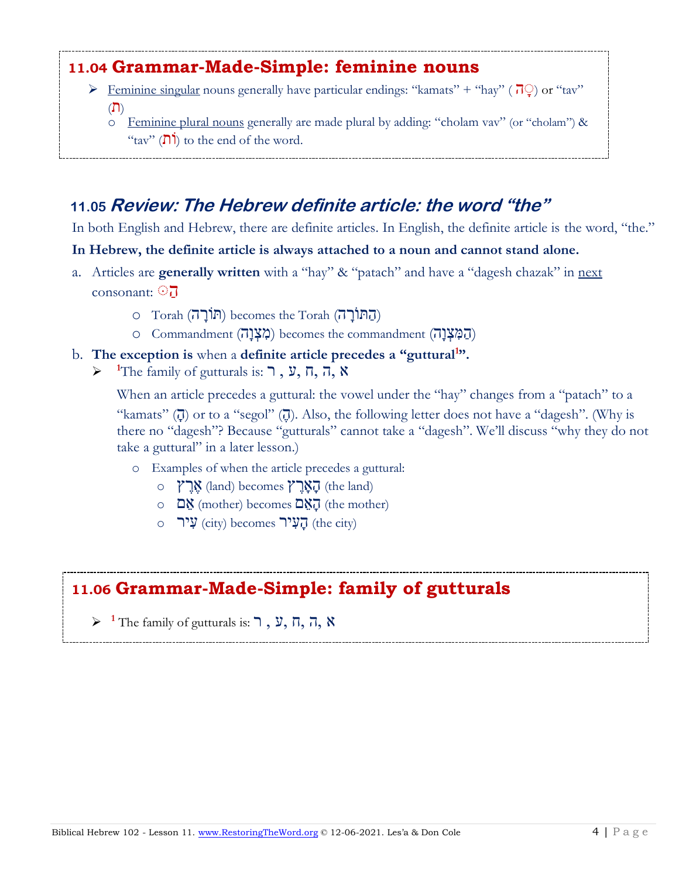## 11.04 Grammar-Made-Simple: feminine nouns

- Feminine singular nouns generally have particular endings: "kamats" + "hay" ( ָה) or "tav" (ת)
  - Feminine plural nouns generally are made plural by adding: "cholam vav" (or "cholam") & "tav" (וֹת) to the end of the word.

## 11.05 *Review: The Hebrew definite article: the word "the"*

In both English and Hebrew, there are definite articles. In English, the definite article is the word, "the."

**In Hebrew, the definite article is always attached to a noun and cannot stand alone.**

a. Articles are **generally written** with a "hay" & "patach" and have a "dagesh chazak" in next consonant: הַ ּ

- Torah (תּוֹרָה) becomes the Torah (הַתּוֹרָה)
- Commandment (מִצְוָה) becomes the commandment (הַמִּצְוָה)

b. **The exception is** when a **definite article precedes a "guttural[1]".**

- [1]The family of gutturals is: ר , ע, ח, ה, א

  When an article precedes a guttural: the vowel under the "hay" changes from a "patach" to a "kamats" (הָ) or to a "segol" (הֶ). Also, the following letter does not have a "dagesh". (Why is there no "dagesh"? Because "gutturals" cannot take a "dagesh". We'll discuss "why they do not take a guttural" in a later lesson.)

  - Examples of when the article precedes a guttural:
    - אֶרֶץ (land) becomes הָאָרֶץ (the land)
    - אֵם (mother) becomes הָאֵם (the mother)
    - עִיר (city) becomes הָעִיר (the city)

## 11.06 Grammar-Made-Simple: family of gutturals

- [1] The family of gutturals is: ר , ע, ח, ה, א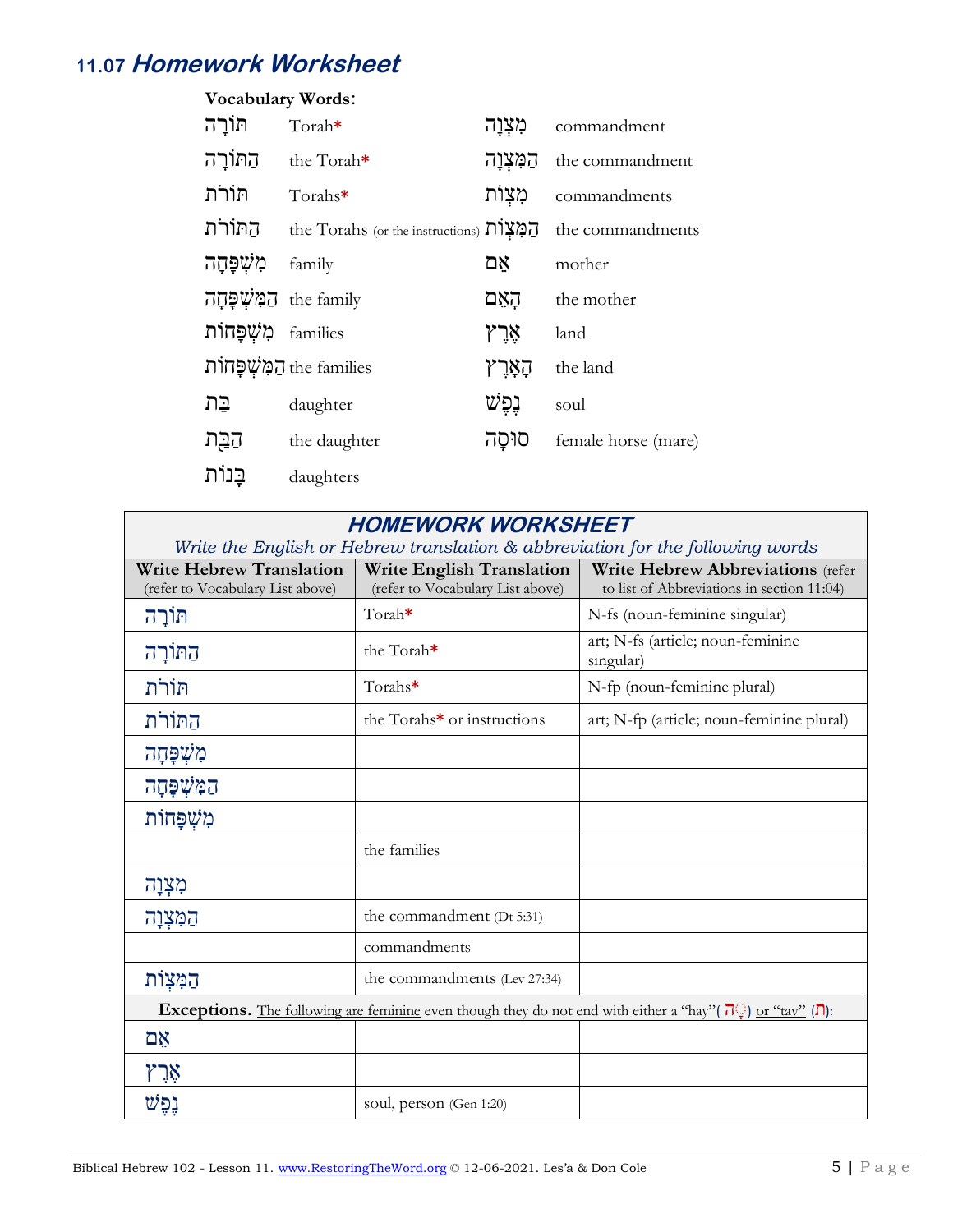## 11.07 *Homework Worksheet*

**Vocabulary Words**:

| | | | |
|---|---|---|---|
| תּוֹרָה | Torah* | מִצְוָה | commandment |
| הַתּוֹרָה | the Torah* | הַמִּצְוָה | the commandment |
| תּוֹרֹת | Torahs* | מִצְוֹת | commandments |
| הַתּוֹרֹת | the Torahs (or the instructions) | הַמִּצְוֹת | the commandments |
| מִשְׁפָּחָה | family | אֵם | mother |
| הַמִּשְׁפָּחָה | the family | הָאֵם | the mother |
| מִשְׁפָּחוֹת | families | אֶרֶץ | land |
| הַמִּשְׁפָּחוֹת | the families | הָאָרֶץ | the land |
| בַּת | daughter | נֶפֶשׁ | soul |
| הַבַּת | the daughter | סוּסָה | female horse (mare) |
| בָּנוֹת | daughters | | |

| ***HOMEWORK WORKSHEET*** *Write the English or Hebrew translation & abbreviation for the following words* | | |
|---|---|---|
| **Write Hebrew Translation** (refer to Vocabulary List above) | **Write English Translation** (refer to Vocabulary List above) | **Write Hebrew Abbreviations** (refer to list of Abbreviations in section 11:04) |
| תּוֹרָה | Torah* | N-fs (noun-feminine singular) |
| הַתּוֹרָה | the Torah* | art; N-fs (article; noun-feminine singular) |
| תּוֹרֹת | Torahs* | N-fp (noun-feminine plural) |
| הַתּוֹרֹת | the Torahs* or instructions | art; N-fp (article; noun-feminine plural) |
| מִשְׁפָּחָה | | |
| הַמִּשְׁפָּחָה | | |
| מִשְׁפָּחוֹת | | |
| | the families | |
| מִצְוָה | | |
| הַמִּצְוָה | the commandment (Dt 5:31) | |
| | commandments | |
| הַמִּצְוֹת | the commandments (Lev 27:34) | |
| **Exceptions.** The following are feminine even though they do not end with either a "hay"( הָ ) or "tav" (ת): | | |
| אֵם | | |
| אֶרֶץ | | |
| נֶפֶשׁ | soul, person (Gen 1:20) | |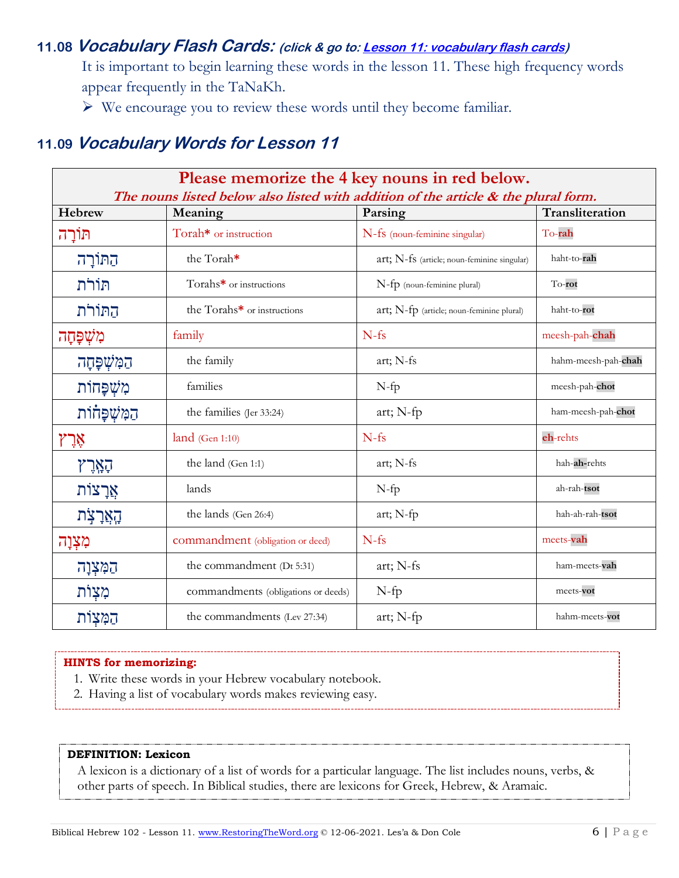## 11.08 *Vocabulary Flash Cards:* *(click & go to: Lesson 11: vocabulary flash cards)*

It is important to begin learning these words in the lesson 11. These high frequency words appear frequently in the TaNaKh.

- We encourage you to review these words until they become familiar.

## 11.09 *Vocabulary Words for Lesson 11*

| **Please memorize the 4 key nouns in red below.** *The nouns listed below also listed with addition of the article & the plural form.* | | | |
|---|---|---|---|
| **Hebrew** | **Meaning** | **Parsing** | **Transliteration** |
| תּוֹרָה | Torah* or instruction | N-fs (noun-feminine singular) | To-**rah** |
| הַתּוֹרָה | the Torah* | art; N-fs (article; noun-feminine singular) | haht-to-**rah** |
| תּוֹרֹת | Torahs* or instructions | N-fp (noun-feminine plural) | To-**rot** |
| הַתּוֹרֹת | the Torahs* or instructions | art; N-fp (article; noun-feminine plural) | haht-to-**rot** |
| מִשְׁפָּחָה | family | N-fs | meesh-pah-**chah** |
| הַמִּשְׁפָּחָה | the family | art; N-fs | hahm-meesh-pah-**chah** |
| מִשְׁפָּחוֹת | families | N-fp | meesh-pah-**chot** |
| הַמִּשְׁפָּחוֹת | the families (Jer 33:24) | art; N-fp | ham-meesh-pah-**chot** |
| אֶרֶץ | land (Gen 1:10) | N-fs | **eh**-rehts |
| הָאָרֶץ | the land (Gen 1:1) | art; N-fs | hah-**ah-**rehts |
| אֲרָצוֹת | lands | N-fp | ah-rah-**tsot** |
| הָאֲרָצֹת | the lands (Gen 26:4) | art; N-fp | hah-ah-rah-**tsot** |
| מִצְוָה | commandment (obligation or deed) | N-fs | meets-**vah** |
| הַמִּצְוָה | the commandment (Dt 5:31) | art; N-fs | ham-meets-**vah** |
| מִצְוֹת | commandments (obligations or deeds) | N-fp | meets-**vot** |
| הַמִּצְוֹת | the commandments (Lev 27:34) | art; N-fp | hahm-meets-**vot** |

**HINTS for memorizing:**

1. Write these words in your Hebrew vocabulary notebook.
2. Having a list of vocabulary words makes reviewing easy.

**DEFINITION: Lexicon**

A lexicon is a dictionary of a list of words for a particular language. The list includes nouns, verbs, & other parts of speech. In Biblical studies, there are lexicons for Greek, Hebrew, & Aramaic.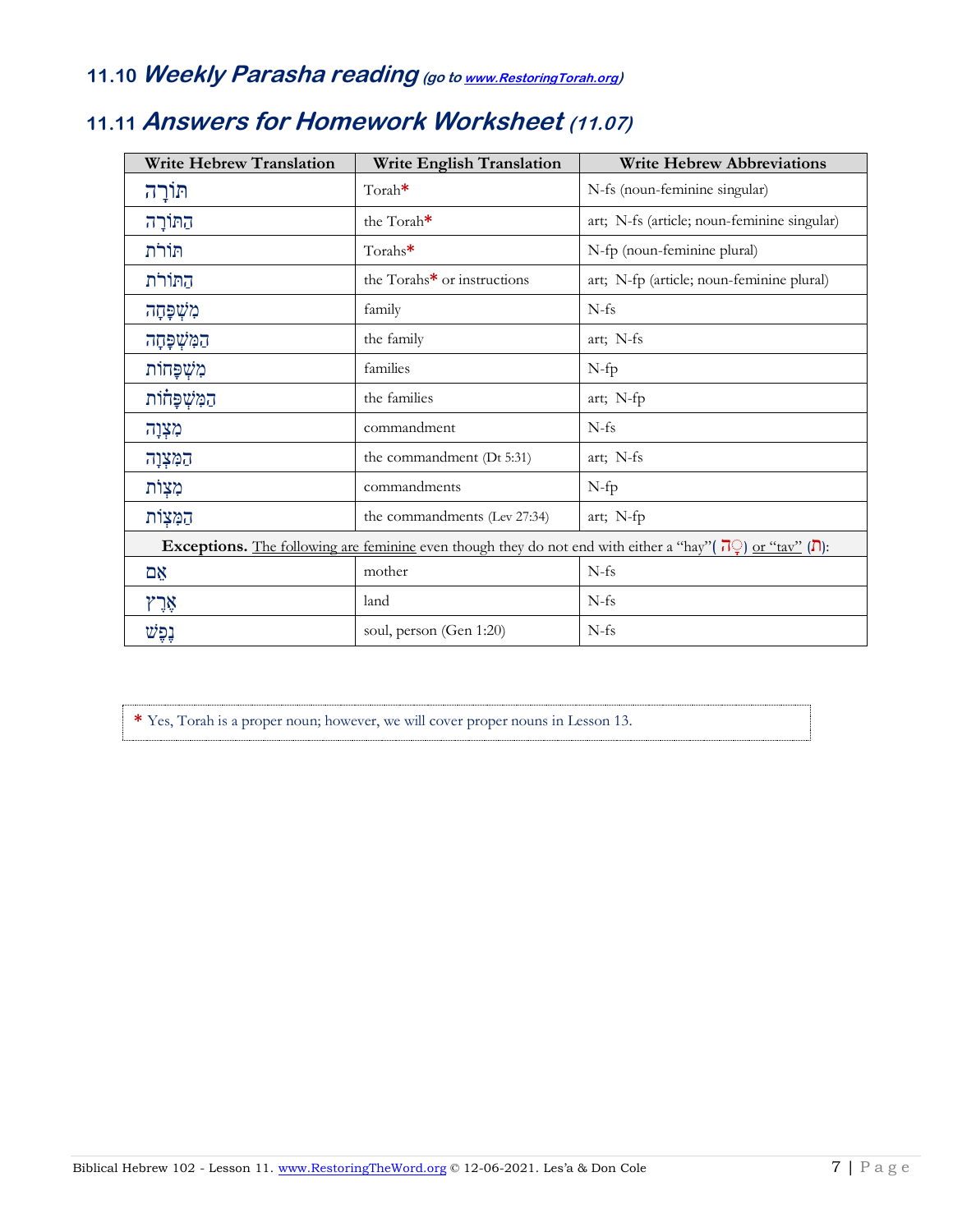## 11.10 *Weekly Parasha reading* *(go to www.RestoringTorah.org)*

## 11.11 *Answers for Homework Worksheet (11.07)*

| Write Hebrew Translation | Write English Translation | Write Hebrew Abbreviations |
|---|---|---|
| תּוֹרָה | Torah* | N-fs (noun-feminine singular) |
| הַתּוֹרָה | the Torah* | art; N-fs (article; noun-feminine singular) |
| תּוֹרֹת | Torahs* | N-fp (noun-feminine plural) |
| הַתּוֹרֹת | the Torahs* or instructions | art; N-fp (article; noun-feminine plural) |
| מִשְׁפָּחָה | family | N-fs |
| הַמִּשְׁפָּחָה | the family | art; N-fs |
| מִשְׁפָּחוֹת | families | N-fp |
| הַמִּשְׁפָּחוֹת | the families | art; N-fp |
| מִצְוָה | commandment | N-fs |
| הַמִּצְוָה | the commandment (Dt 5:31) | art; N-fs |
| מִצְוֹת | commandments | N-fp |
| הַמִּצְוֹת | the commandments (Lev 27:34) | art; N-fp |
| **Exceptions.** The following are feminine even though they do not end with either a "hay"( הָ) or "tav" (ת): | | |
| אֵם | mother | N-fs |
| אֶרֶץ | land | N-fs |
| נֶפֶשׁ | soul, person (Gen 1:20) | N-fs |

\* Yes, Torah is a proper noun; however, we will cover proper nouns in Lesson 13.